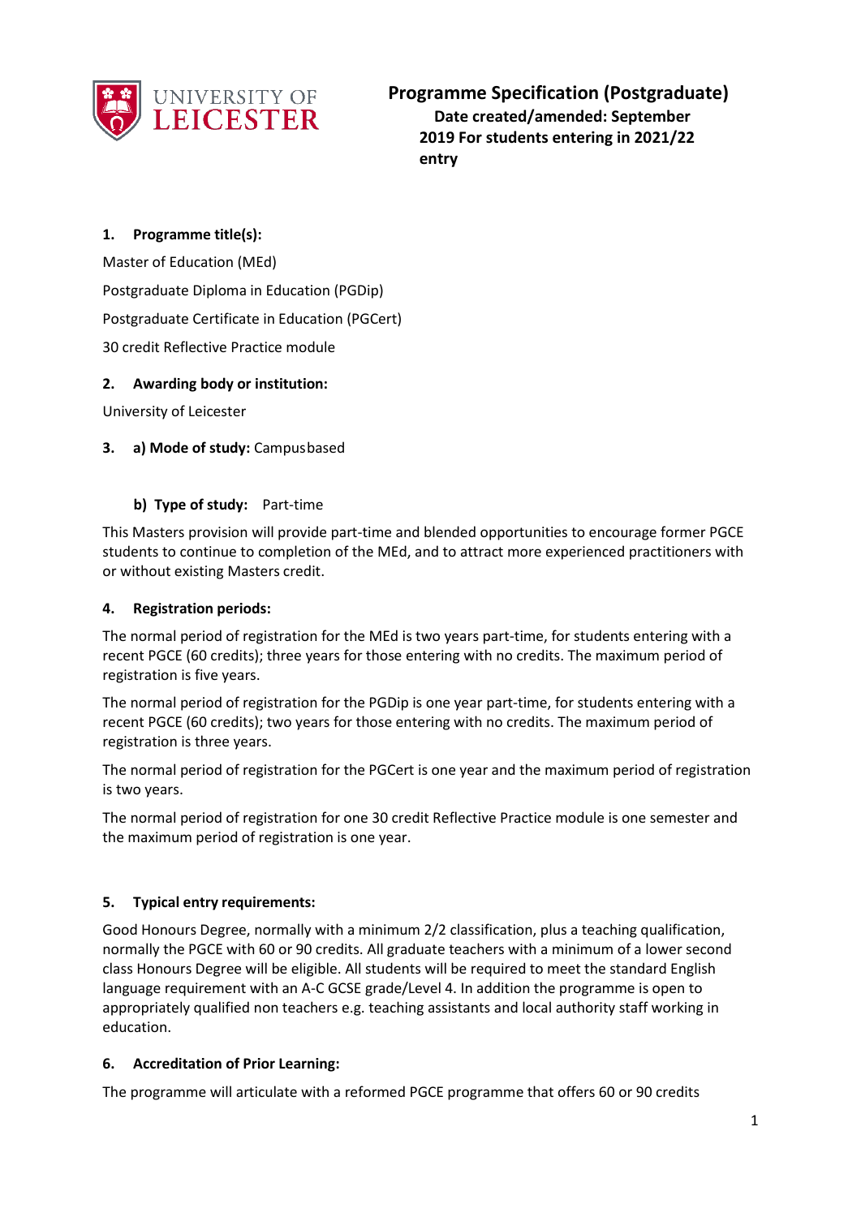University of Leicester

# Programme Specification (Postgraduate)

**Date created/amended: September 2019 For students entering in 2021/22 entry**

### 1. Programme title(s):

Master of Education (MEd)

Postgraduate Diploma in Education (PGDip)

Postgraduate Certificate in Education (PGCert)

30 credit Reflective Practice module

### 2. Awarding body or institution:

University of Leicester

### 3. a) Mode of study: Campusbased

**b) Type of study:** Part-time

This Masters provision will provide part-time and blended opportunities to encourage former PGCE students to continue to completion of the MEd, and to attract more experienced practitioners with or without existing Masters credit.

### 4. Registration periods:

The normal period of registration for the MEd is two years part-time, for students entering with a recent PGCE (60 credits); three years for those entering with no credits. The maximum period of registration is five years.

The normal period of registration for the PGDip is one year part-time, for students entering with a recent PGCE (60 credits); two years for those entering with no credits. The maximum period of registration is three years.

The normal period of registration for the PGCert is one year and the maximum period of registration is two years.

The normal period of registration for one 30 credit Reflective Practice module is one semester and the maximum period of registration is one year.

### 5. Typical entry requirements:

Good Honours Degree, normally with a minimum 2/2 classification, plus a teaching qualification, normally the PGCE with 60 or 90 credits. All graduate teachers with a minimum of a lower second class Honours Degree will be eligible. All students will be required to meet the standard English language requirement with an A-C GCSE grade/Level 4. In addition the programme is open to appropriately qualified non teachers e.g. teaching assistants and local authority staff working in education.

### 6. Accreditation of Prior Learning:

The programme will articulate with a reformed PGCE programme that offers 60 or 90 credits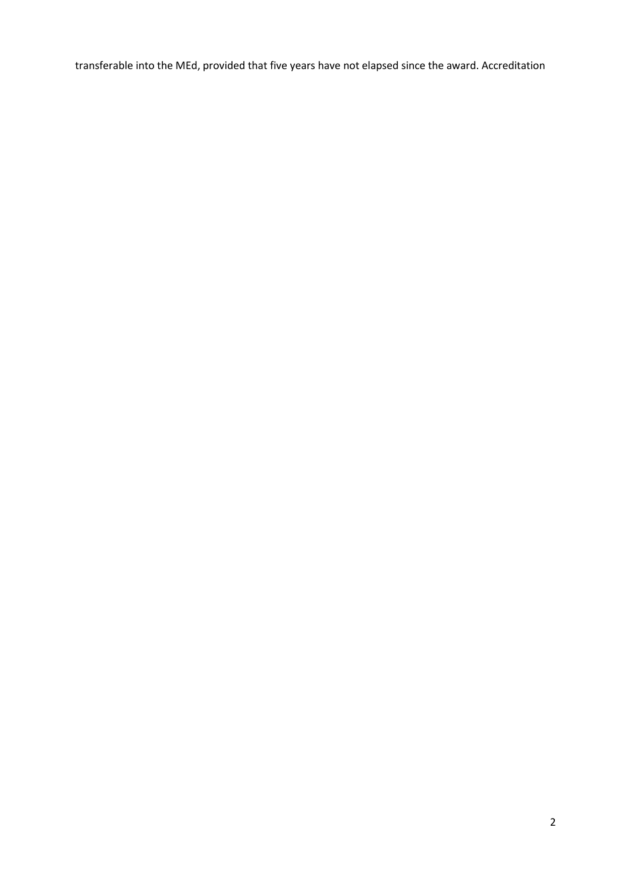transferable into the MEd, provided that five years have not elapsed since the award. Accreditation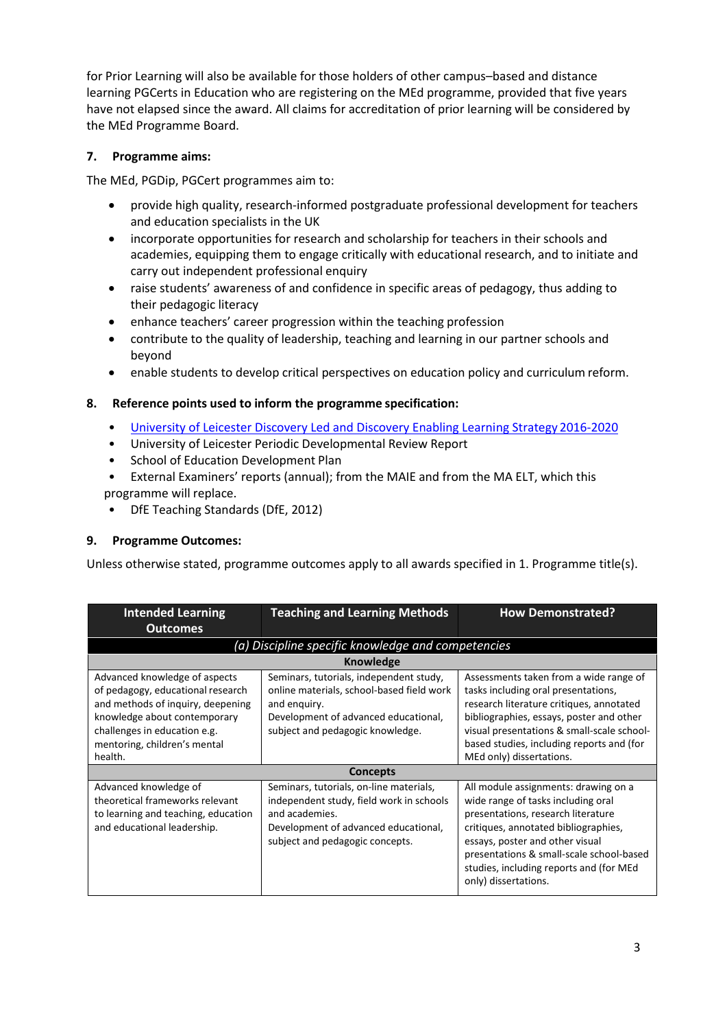for Prior Learning will also be available for those holders of other campus–based and distance learning PGCerts in Education who are registering on the MEd programme, provided that five years have not elapsed since the award. All claims for accreditation of prior learning will be considered by the MEd Programme Board.

### 7. Programme aims:

The MEd, PGDip, PGCert programmes aim to:

- provide high quality, research-informed postgraduate professional development for teachers and education specialists in the UK
- incorporate opportunities for research and scholarship for teachers in their schools and academies, equipping them to engage critically with educational research, and to initiate and carry out independent professional enquiry
- raise students' awareness of and confidence in specific areas of pedagogy, thus adding to their pedagogic literacy
- enhance teachers' career progression within the teaching profession
- contribute to the quality of leadership, teaching and learning in our partner schools and beyond
- enable students to develop critical perspectives on education policy and curriculum reform.

### 8. Reference points used to inform the programme specification:

- [University of Leicester Discovery Led and Discovery Enabling Learning Strategy 2016-2020]
- University of Leicester Periodic Developmental Review Report
- School of Education Development Plan
- External Examiners' reports (annual); from the MAIE and from the MA ELT, which this programme will replace.
- DfE Teaching Standards (DfE, 2012)

### 9. Programme Outcomes:

Unless otherwise stated, programme outcomes apply to all awards specified in 1. Programme title(s).

| Intended Learning Outcomes | Teaching and Learning Methods | How Demonstrated? |
|---|---|---|
| *(a) Discipline specific knowledge and competencies* | | |
| **Knowledge** | | |
| Advanced knowledge of aspects of pedagogy, educational research and methods of inquiry, deepening knowledge about contemporary challenges in education e.g. mentoring, children's mental health. | Seminars, tutorials, independent study, online materials, school-based field work and enquiry. Development of advanced educational, subject and pedagogic knowledge. | Assessments taken from a wide range of tasks including oral presentations, research literature critiques, annotated bibliographies, essays, poster and other visual presentations & small-scale school-based studies, including reports and (for MEd only) dissertations. |
| **Concepts** | | |
| Advanced knowledge of theoretical frameworks relevant to learning and teaching, education and educational leadership. | Seminars, tutorials, on-line materials, independent study, field work in schools and academies. Development of advanced educational, subject and pedagogic concepts. | All module assignments: drawing on a wide range of tasks including oral presentations, research literature critiques, annotated bibliographies, essays, poster and other visual presentations & small-scale school-based studies, including reports and (for MEd only) dissertations. |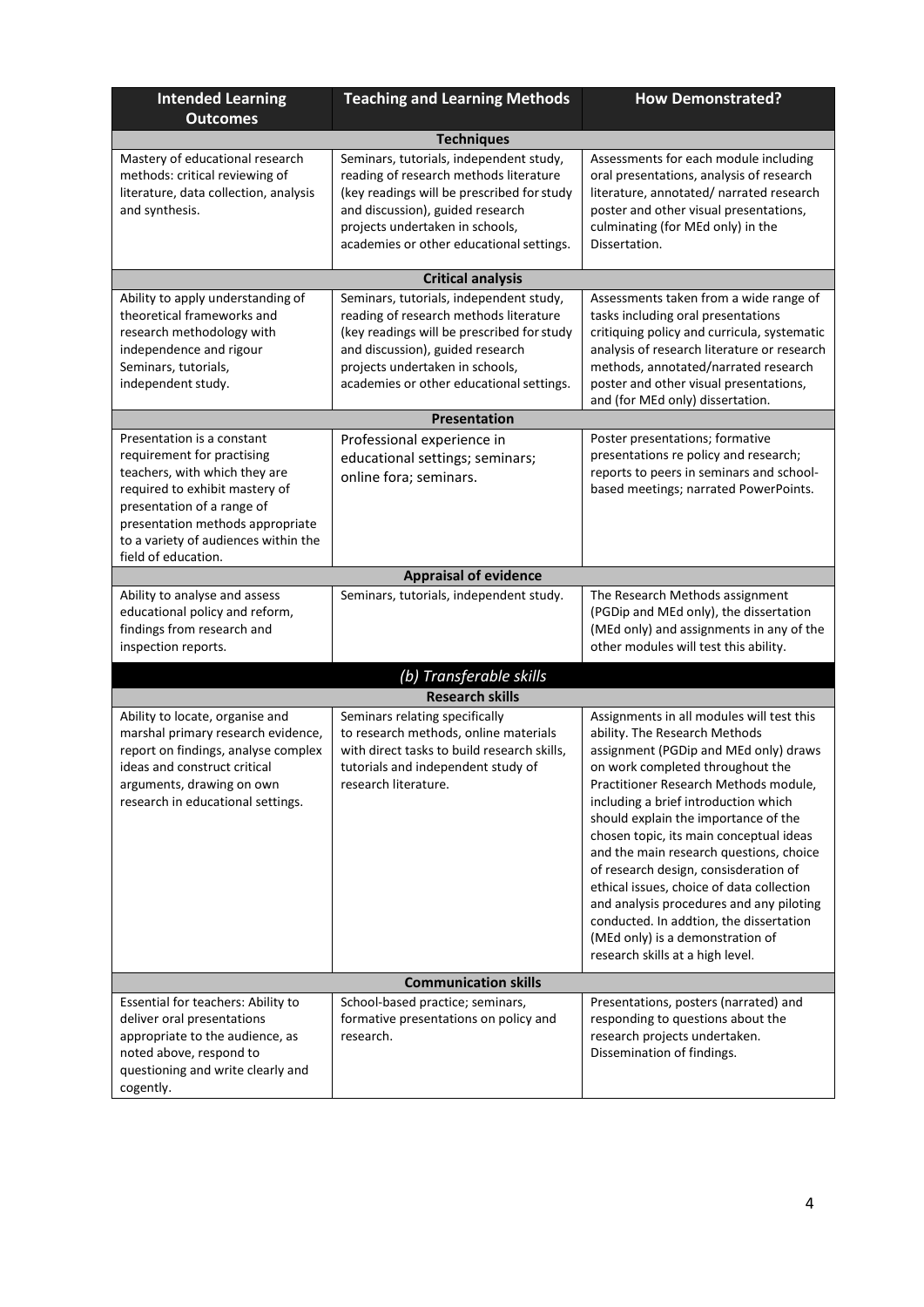| Intended Learning Outcomes | Teaching and Learning Methods | How Demonstrated? |
|---|---|---|
| **Techniques** | | |
| Mastery of educational research methods: critical reviewing of literature, data collection, analysis and synthesis. | Seminars, tutorials, independent study, reading of research methods literature (key readings will be prescribed for study and discussion), guided research projects undertaken in schools, academies or other educational settings. | Assessments for each module including oral presentations, analysis of research literature, annotated/ narrated research poster and other visual presentations, culminating (for MEd only) in the Dissertation. |
| **Critical analysis** | | |
| Ability to apply understanding of theoretical frameworks and research methodology with independence and rigour Seminars, tutorials, independent study. | Seminars, tutorials, independent study, reading of research methods literature (key readings will be prescribed for study and discussion), guided research projects undertaken in schools, academies or other educational settings. | Assessments taken from a wide range of tasks including oral presentations critiquing policy and curricula, systematic analysis of research literature or research methods, annotated/narrated research poster and other visual presentations, and (for MEd only) dissertation. |
| **Presentation** | | |
| Presentation is a constant requirement for practising teachers, with which they are required to exhibit mastery of presentation of a range of presentation methods appropriate to a variety of audiences within the field of education. | Professional experience in educational settings; seminars; online fora; seminars. | Poster presentations; formative presentations re policy and research; reports to peers in seminars and school-based meetings; narrated PowerPoints. |
| **Appraisal of evidence** | | |
| Ability to analyse and assess educational policy and reform, findings from research and inspection reports. | Seminars, tutorials, independent study. | The Research Methods assignment (PGDip and MEd only), the dissertation (MEd only) and assignments in any of the other modules will test this ability. |
| ***(b) Transferable skills*** | | |
| **Research skills** | | |
| Ability to locate, organise and marshal primary research evidence, report on findings, analyse complex ideas and construct critical arguments, drawing on own research in educational settings. | Seminars relating specifically to research methods, online materials with direct tasks to build research skills, tutorials and independent study of research literature. | Assignments in all modules will test this ability. The Research Methods assignment (PGDip and MEd only) draws on work completed throughout the Practitioner Research Methods module, including a brief introduction which should explain the importance of the chosen topic, its main conceptual ideas and the main research questions, choice of research design, consisderation of ethical issues, choice of data collection and analysis procedures and any piloting conducted. In addtion, the dissertation (MEd only) is a demonstration of research skills at a high level. |
| **Communication skills** | | |
| Essential for teachers: Ability to deliver oral presentations appropriate to the audience, as noted above, respond to questioning and write clearly and cogently. | School-based practice; seminars, formative presentations on policy and research. | Presentations, posters (narrated) and responding to questions about the research projects undertaken. Dissemination of findings. |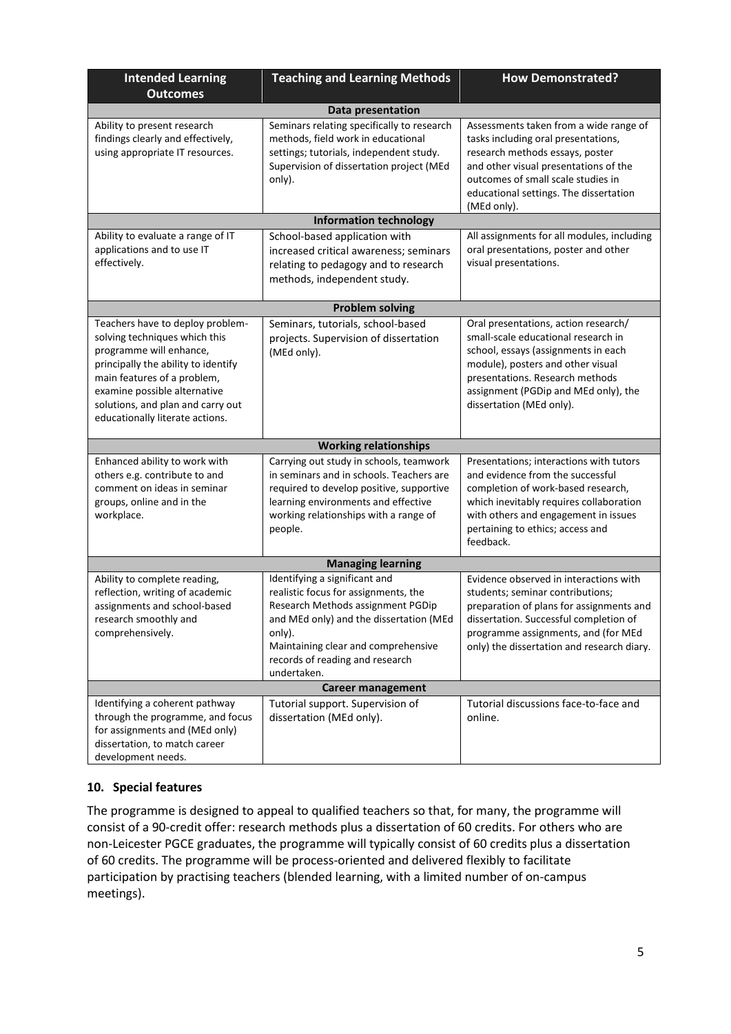| Intended Learning Outcomes | Teaching and Learning Methods | How Demonstrated? |
|---|---|---|
| **Data presentation** | | |
| Ability to present research findings clearly and effectively, using appropriate IT resources. | Seminars relating specifically to research methods, field work in educational settings; tutorials, independent study. Supervision of dissertation project (MEd only). | Assessments taken from a wide range of tasks including oral presentations, research methods essays, poster and other visual presentations of the outcomes of small scale studies in educational settings. The dissertation (MEd only). |
| **Information technology** | | |
| Ability to evaluate a range of IT applications and to use IT effectively. | School-based application with increased critical awareness; seminars relating to pedagogy and to research methods, independent study. | All assignments for all modules, including oral presentations, poster and other visual presentations. |
| **Problem solving** | | |
| Teachers have to deploy problem-solving techniques which this programme will enhance, principally the ability to identify main features of a problem, examine possible alternative solutions, and plan and carry out educationally literate actions. | Seminars, tutorials, school-based projects. Supervision of dissertation (MEd only). | Oral presentations, action research/ small-scale educational research in school, essays (assignments in each module), posters and other visual presentations. Research methods assignment (PGDip and MEd only), the dissertation (MEd only). |
| **Working relationships** | | |
| Enhanced ability to work with others e.g. contribute to and comment on ideas in seminar groups, online and in the workplace. | Carrying out study in schools, teamwork in seminars and in schools. Teachers are required to develop positive, supportive learning environments and effective working relationships with a range of people. | Presentations; interactions with tutors and evidence from the successful completion of work-based research, which inevitably requires collaboration with others and engagement in issues pertaining to ethics; access and feedback. |
| **Managing learning** | | |
| Ability to complete reading, reflection, writing of academic assignments and school-based research smoothly and comprehensively. | Identifying a significant and realistic focus for assignments, the Research Methods assignment PGDip and MEd only) and the dissertation (MEd only). Maintaining clear and comprehensive records of reading and research undertaken. | Evidence observed in interactions with students; seminar contributions; preparation of plans for assignments and dissertation. Successful completion of programme assignments, and (for MEd only) the dissertation and research diary. |
| **Career management** | | |
| Identifying a coherent pathway through the programme, and focus for assignments and (MEd only) dissertation, to match career development needs. | Tutorial support. Supervision of dissertation (MEd only). | Tutorial discussions face-to-face and online. |

## 10. Special features

The programme is designed to appeal to qualified teachers so that, for many, the programme will consist of a 90-credit offer: research methods plus a dissertation of 60 credits. For others who are non-Leicester PGCE graduates, the programme will typically consist of 60 credits plus a dissertation of 60 credits. The programme will be process-oriented and delivered flexibly to facilitate participation by practising teachers (blended learning, with a limited number of on-campus meetings).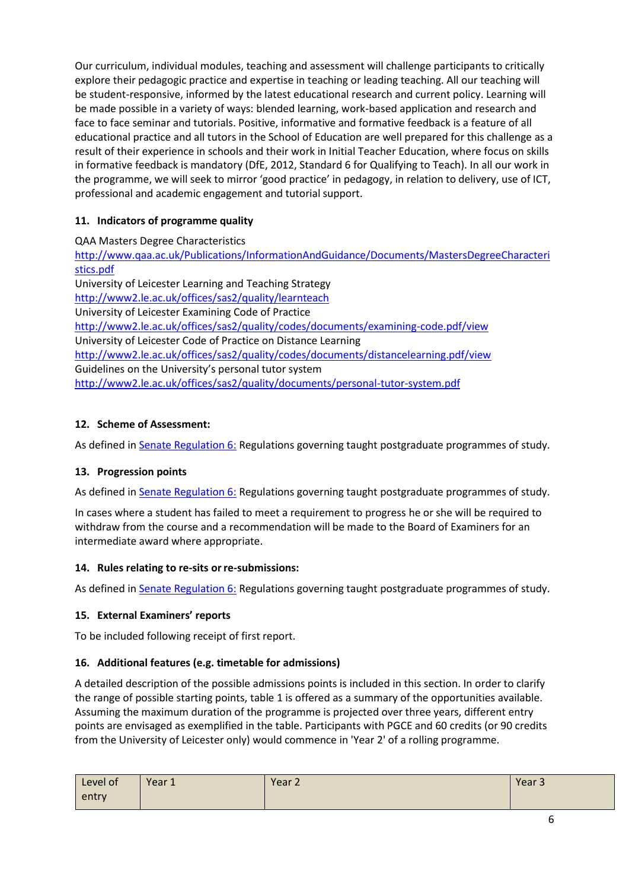Our curriculum, individual modules, teaching and assessment will challenge participants to critically explore their pedagogic practice and expertise in teaching or leading teaching. All our teaching will be student-responsive, informed by the latest educational research and current policy. Learning will be made possible in a variety of ways: blended learning, work-based application and research and face to face seminar and tutorials. Positive, informative and formative feedback is a feature of all educational practice and all tutors in the School of Education are well prepared for this challenge as a result of their experience in schools and their work in Initial Teacher Education, where focus on skills in formative feedback is mandatory (DfE, 2012, Standard 6 for Qualifying to Teach). In all our work in the programme, we will seek to mirror 'good practice' in pedagogy, in relation to delivery, use of ICT, professional and academic engagement and tutorial support.

### 11. Indicators of programme quality

QAA Masters Degree Characteristics
http://www.qaa.ac.uk/Publications/InformationAndGuidance/Documents/MastersDegreeCharacteristics.pdf
University of Leicester Learning and Teaching Strategy
http://www2.le.ac.uk/offices/sas2/quality/learnteach
University of Leicester Examining Code of Practice
http://www2.le.ac.uk/offices/sas2/quality/codes/documents/examining-code.pdf/view
University of Leicester Code of Practice on Distance Learning
http://www2.le.ac.uk/offices/sas2/quality/codes/documents/distancelearning.pdf/view
Guidelines on the University's personal tutor system
http://www2.le.ac.uk/offices/sas2/quality/documents/personal-tutor-system.pdf

### 12. Scheme of Assessment:

As defined in Senate Regulation 6: Regulations governing taught postgraduate programmes of study.

### 13. Progression points

As defined in Senate Regulation 6: Regulations governing taught postgraduate programmes of study.

In cases where a student has failed to meet a requirement to progress he or she will be required to withdraw from the course and a recommendation will be made to the Board of Examiners for an intermediate award where appropriate.

### 14. Rules relating to re-sits or re-submissions:

As defined in Senate Regulation 6: Regulations governing taught postgraduate programmes of study.

### 15. External Examiners' reports

To be included following receipt of first report.

### 16. Additional features (e.g. timetable for admissions)

A detailed description of the possible admissions points is included in this section. In order to clarify the range of possible starting points, table 1 is offered as a summary of the opportunities available. Assuming the maximum duration of the programme is projected over three years, different entry points are envisaged as exemplified in the table. Participants with PGCE and 60 credits (or 90 credits from the University of Leicester only) would commence in 'Year 2' of a rolling programme.

| Level of entry | Year 1 | Year 2 | Year 3 |
|---|---|---|---|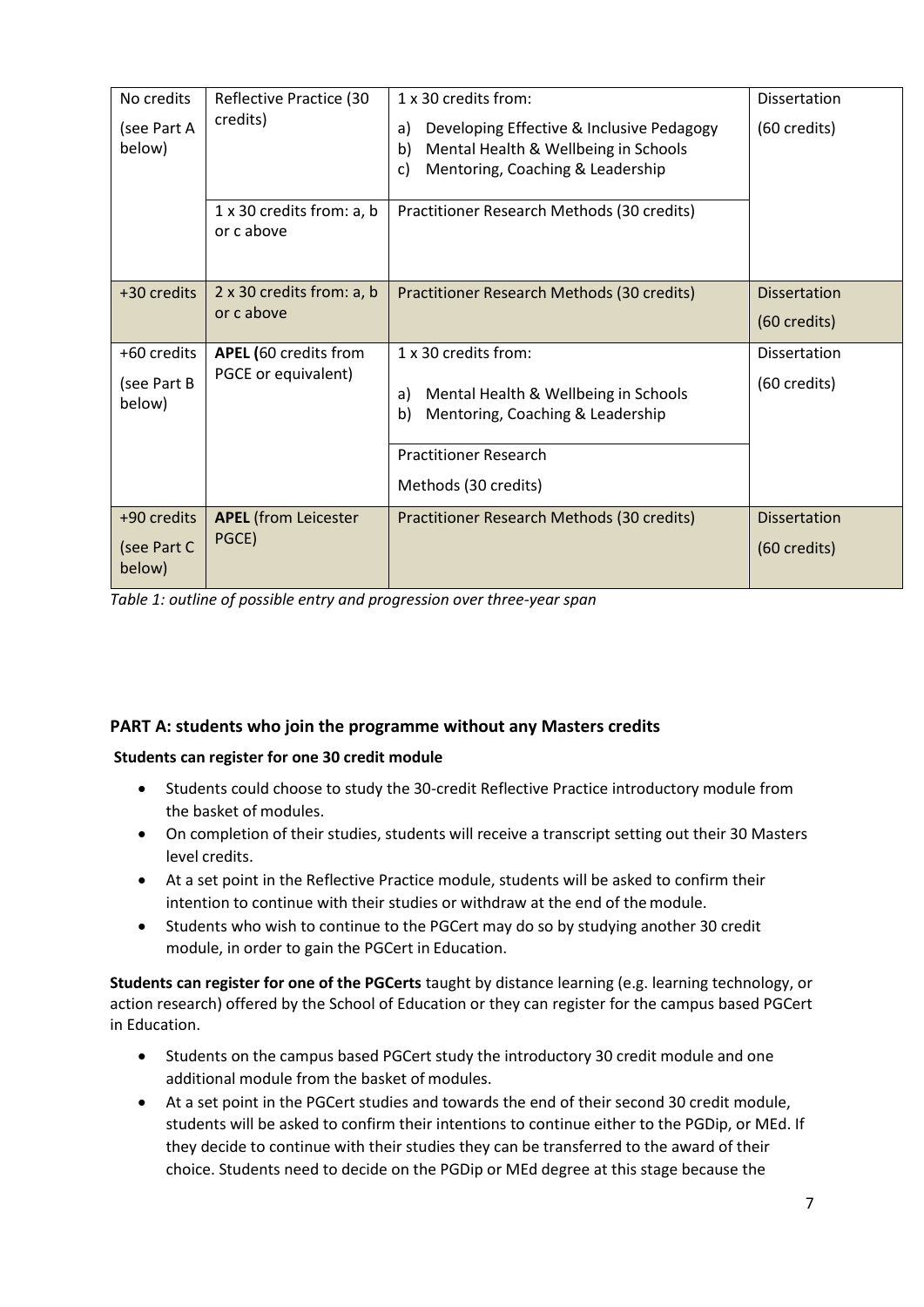| No credits (see Part A below) | Reflective Practice (30 credits) | 1 x 30 credits from: a) Developing Effective & Inclusive Pedagogy b) Mental Health & Wellbeing in Schools c) Mentoring, Coaching & Leadership | Dissertation (60 credits) |
|---|---|---|---|
| | 1 x 30 credits from: a, b or c above | Practitioner Research Methods (30 credits) | |
| +30 credits | 2 x 30 credits from: a, b or c above | Practitioner Research Methods (30 credits) | Dissertation (60 credits) |
| +60 credits (see Part B below) | **APEL (**60 credits from PGCE or equivalent) | 1 x 30 credits from: a) Mental Health & Wellbeing in Schools b) Mentoring, Coaching & Leadership | Dissertation (60 credits) |
| | | Practitioner Research Methods (30 credits) | |
| +90 credits (see Part C below) | **APEL** (from Leicester PGCE) | Practitioner Research Methods (30 credits) | Dissertation (60 credits) |

*Table 1: outline of possible entry and progression over three-year span*

## PART A: students who join the programme without any Masters credits

**Students can register for one 30 credit module**

- Students could choose to study the 30-credit Reflective Practice introductory module from the basket of modules.
- On completion of their studies, students will receive a transcript setting out their 30 Masters level credits.
- At a set point in the Reflective Practice module, students will be asked to confirm their intention to continue with their studies or withdraw at the end of the module.
- Students who wish to continue to the PGCert may do so by studying another 30 credit module, in order to gain the PGCert in Education.

**Students can register for one of the PGCerts** taught by distance learning (e.g. learning technology, or action research) offered by the School of Education or they can register for the campus based PGCert in Education.

- Students on the campus based PGCert study the introductory 30 credit module and one additional module from the basket of modules.
- At a set point in the PGCert studies and towards the end of their second 30 credit module, students will be asked to confirm their intentions to continue either to the PGDip, or MEd. If they decide to continue with their studies they can be transferred to the award of their choice. Students need to decide on the PGDip or MEd degree at this stage because the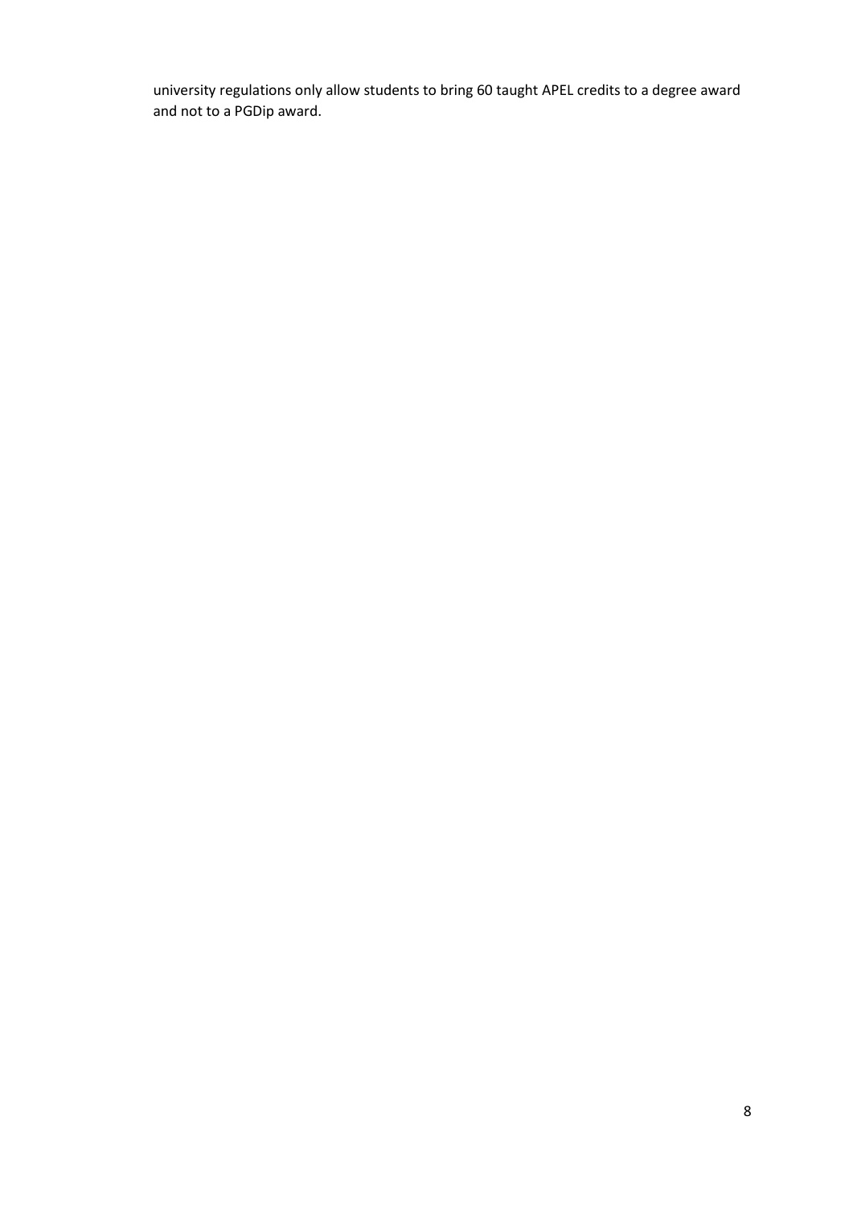university regulations only allow students to bring 60 taught APEL credits to a degree award and not to a PGDip award.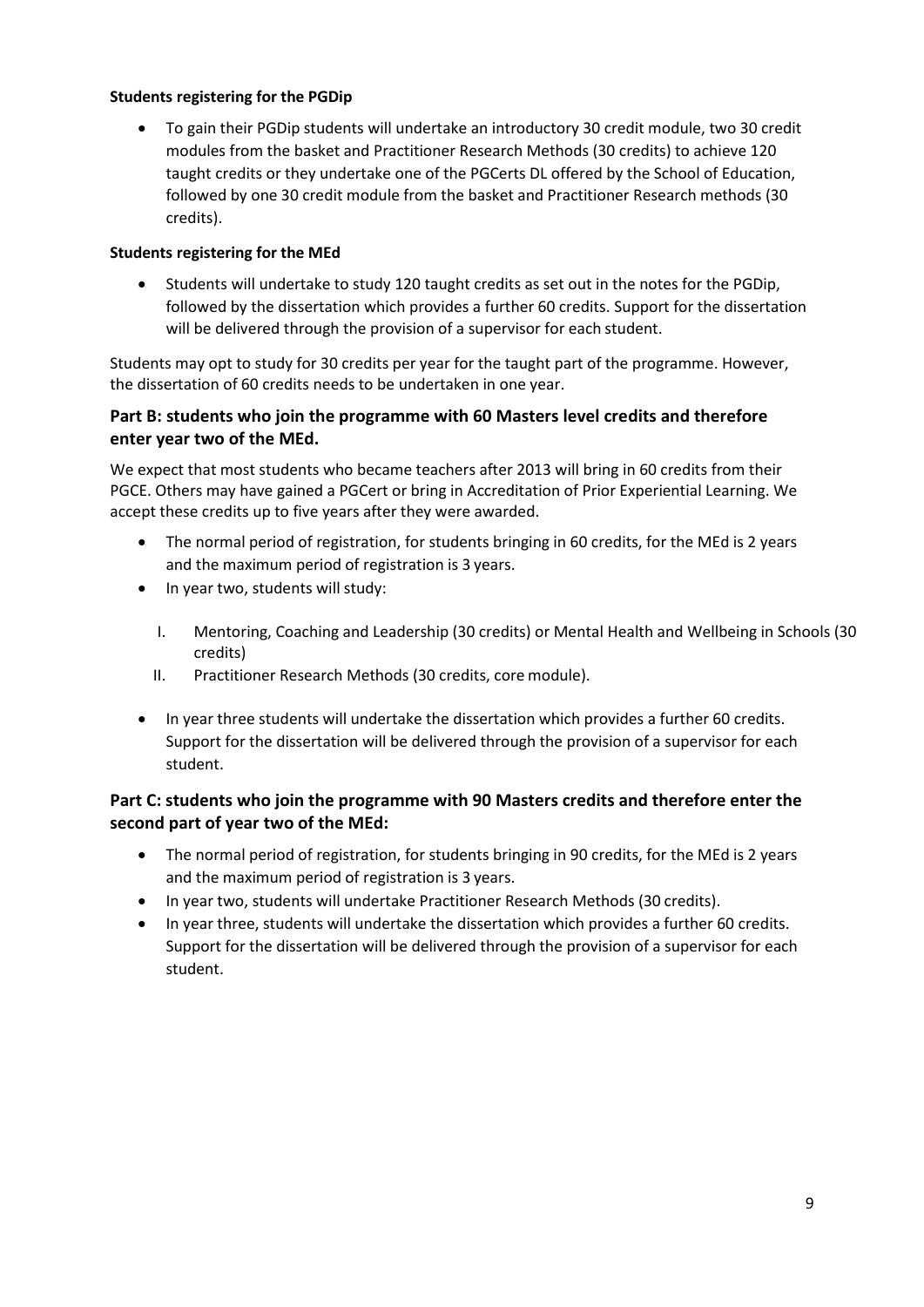**Students registering for the PGDip**

- To gain their PGDip students will undertake an introductory 30 credit module, two 30 credit modules from the basket and Practitioner Research Methods (30 credits) to achieve 120 taught credits or they undertake one of the PGCerts DL offered by the School of Education, followed by one 30 credit module from the basket and Practitioner Research methods (30 credits).

**Students registering for the MEd**

- Students will undertake to study 120 taught credits as set out in the notes for the PGDip, followed by the dissertation which provides a further 60 credits. Support for the dissertation will be delivered through the provision of a supervisor for each student.

Students may opt to study for 30 credits per year for the taught part of the programme. However, the dissertation of 60 credits needs to be undertaken in one year.

### Part B: students who join the programme with 60 Masters level credits and therefore enter year two of the MEd.

We expect that most students who became teachers after 2013 will bring in 60 credits from their PGCE. Others may have gained a PGCert or bring in Accreditation of Prior Experiential Learning. We accept these credits up to five years after they were awarded.

- The normal period of registration, for students bringing in 60 credits, for the MEd is 2 years and the maximum period of registration is 3 years.
- In year two, students will study:
  I. Mentoring, Coaching and Leadership (30 credits) or Mental Health and Wellbeing in Schools (30 credits)
  II. Practitioner Research Methods (30 credits, core module).
- In year three students will undertake the dissertation which provides a further 60 credits. Support for the dissertation will be delivered through the provision of a supervisor for each student.

### Part C: students who join the programme with 90 Masters credits and therefore enter the second part of year two of the MEd:

- The normal period of registration, for students bringing in 90 credits, for the MEd is 2 years and the maximum period of registration is 3 years.
- In year two, students will undertake Practitioner Research Methods (30 credits).
- In year three, students will undertake the dissertation which provides a further 60 credits. Support for the dissertation will be delivered through the provision of a supervisor for each student.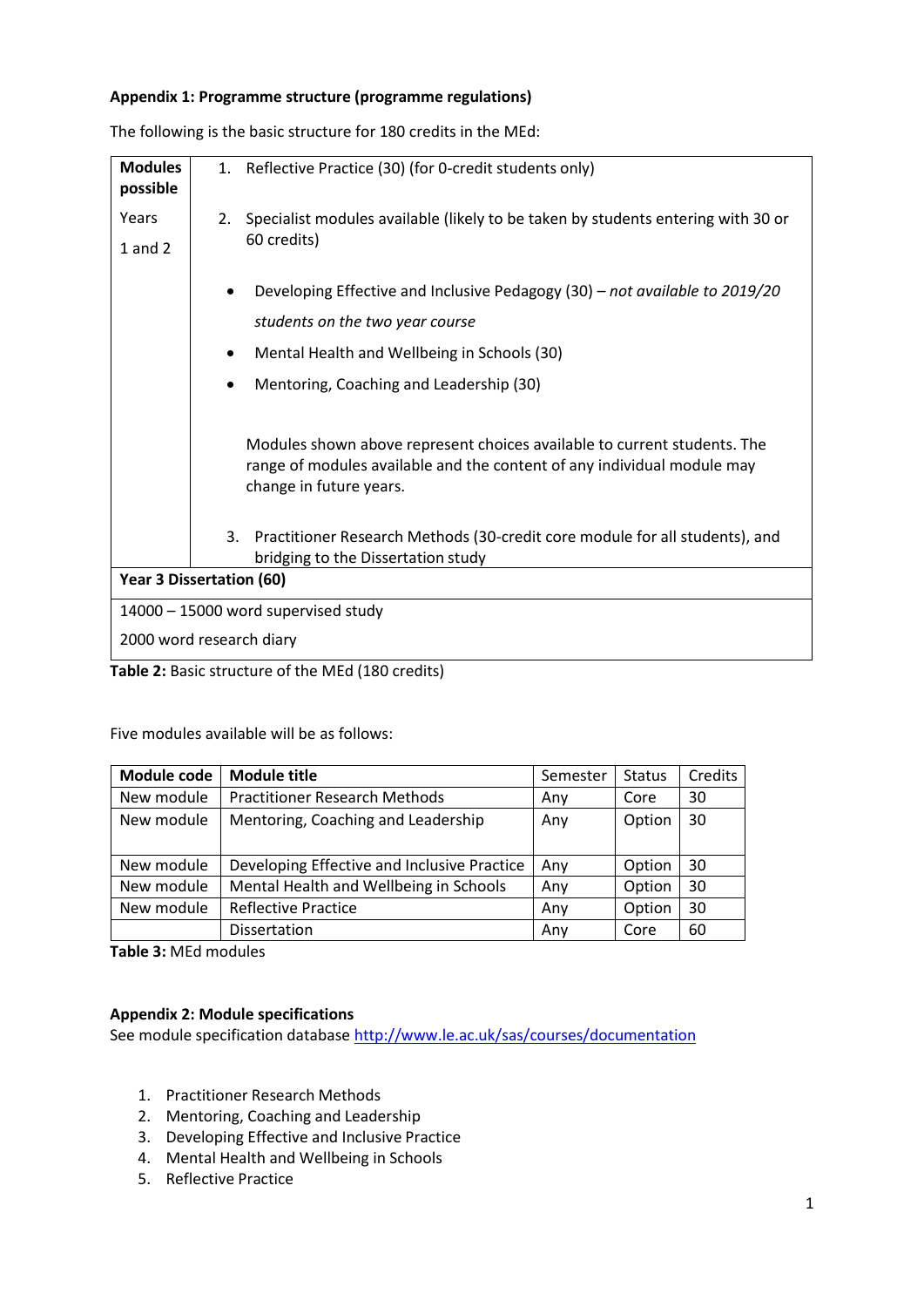**Appendix 1: Programme structure (programme regulations)**

The following is the basic structure for 180 credits in the MEd:

| Modules possible | |
|---|---|
| Years 1 and 2 | 1. Reflective Practice (30) (for 0-credit students only)<br><br>2. Specialist modules available (likely to be taken by students entering with 30 or 60 credits)<br><br>• Developing Effective and Inclusive Pedagogy (30) – *not available to 2019/20 students on the two year course*<br>• Mental Health and Wellbeing in Schools (30)<br>• Mentoring, Coaching and Leadership (30)<br><br>Modules shown above represent choices available to current students. The range of modules available and the content of any individual module may change in future years.<br><br>3. Practitioner Research Methods (30-credit core module for all students), and bridging to the Dissertation study |
| **Year 3 Dissertation (60)** | |
| 14000 – 15000 word supervised study<br>2000 word research diary | |

**Table 2:** Basic structure of the MEd (180 credits)

Five modules available will be as follows:

| Module code | Module title | Semester | Status | Credits |
|---|---|---|---|---|
| New module | Practitioner Research Methods | Any | Core | 30 |
| New module | Mentoring, Coaching and Leadership | Any | Option | 30 |
| New module | Developing Effective and Inclusive Practice | Any | Option | 30 |
| New module | Mental Health and Wellbeing in Schools | Any | Option | 30 |
| New module | Reflective Practice | Any | Option | 30 |
| | Dissertation | Any | Core | 60 |

**Table 3:** MEd modules

**Appendix 2: Module specifications**

See module specification database http://www.le.ac.uk/sas/courses/documentation

1. Practitioner Research Methods
2. Mentoring, Coaching and Leadership
3. Developing Effective and Inclusive Practice
4. Mental Health and Wellbeing in Schools
5. Reflective Practice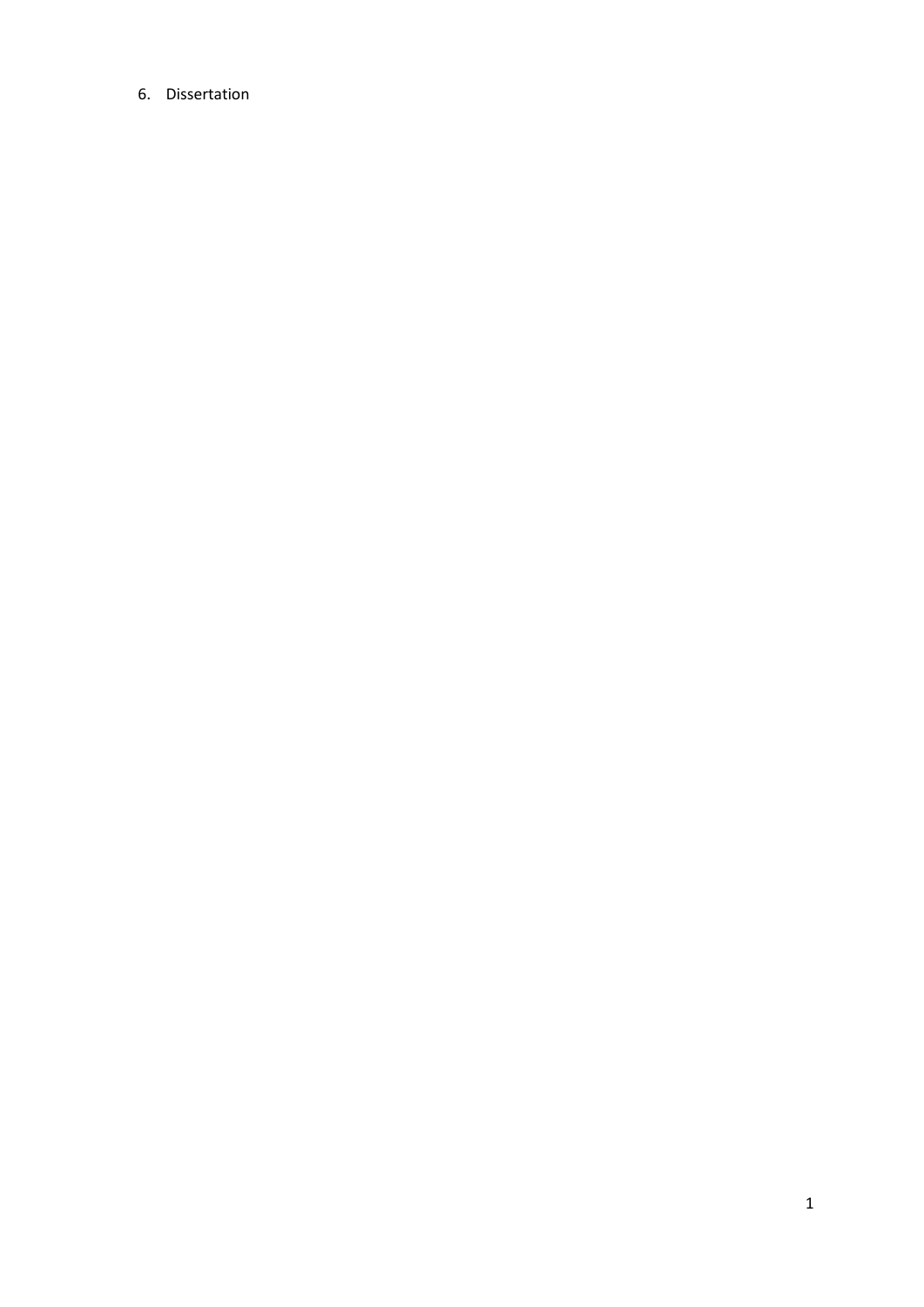6. Dissertation